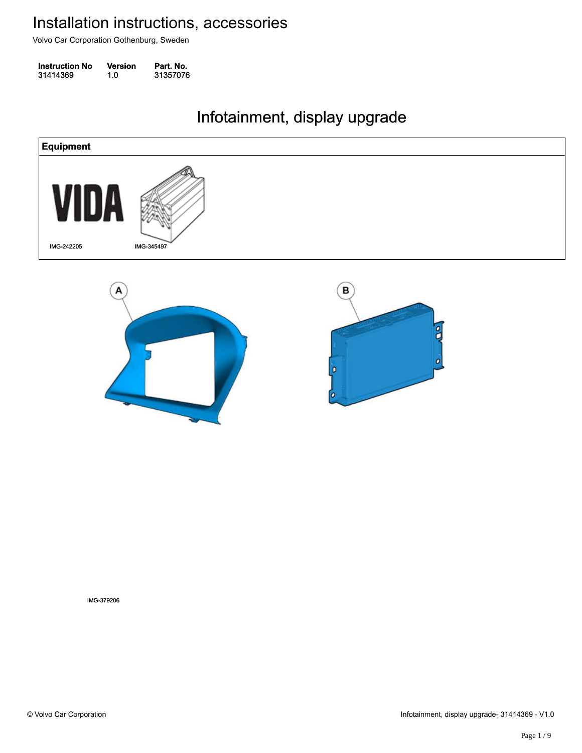# Installation instructions, accessories

Volvo Car Corporation Gothenburg, Sweden

| Instruction No | Version | Part. No. |
| --- | --- | --- |
| 31414369 | 1.0 | 31357076 |

## Infotainment, display upgrade

| Equipment |
| --- |
| IMG-242205 IMG-345497 |

A

B

IMG-379206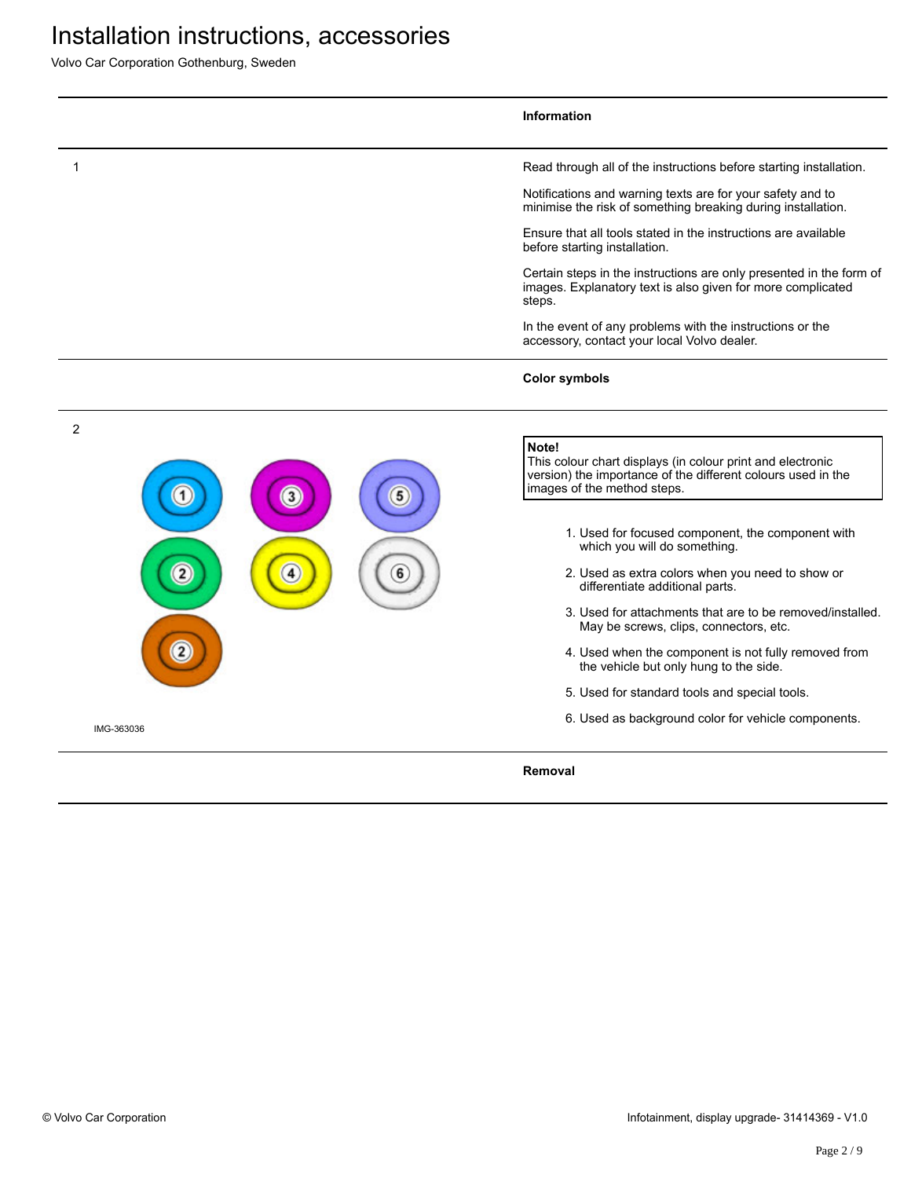# Installation instructions, accessories

Volvo Car Corporation Gothenburg, Sweden

## Information

1

Read through all of the instructions before starting installation.

Notifications and warning texts are for your safety and to minimise the risk of something breaking during installation.

Ensure that all tools stated in the instructions are available before starting installation.

Certain steps in the instructions are only presented in the form of images. Explanatory text is also given for more complicated steps.

In the event of any problems with the instructions or the accessory, contact your local Volvo dealer.

## Color symbols

2

IMG-363036

> **Note!**
> This colour chart displays (in colour print and electronic version) the importance of the different colours used in the images of the method steps.

1. Used for focused component, the component with which you will do something.
2. Used as extra colors when you need to show or differentiate additional parts.
3. Used for attachments that are to be removed/installed. May be screws, clips, connectors, etc.
4. Used when the component is not fully removed from the vehicle but only hung to the side.
5. Used for standard tools and special tools.
6. Used as background color for vehicle components.

## Removal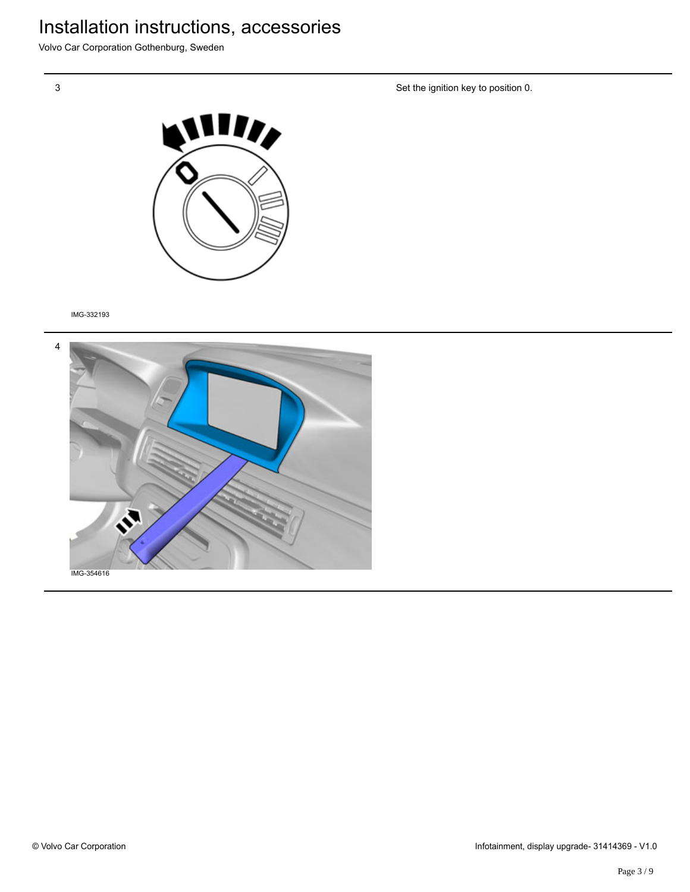3

Set the ignition key to position 0.

IMG-332193

4

IMG-354616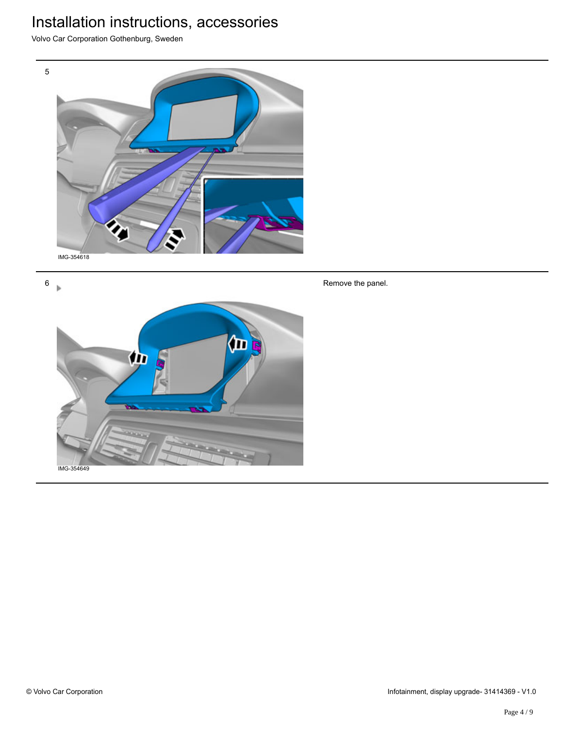5

IMG-354618

6

Remove the panel.

IMG-354649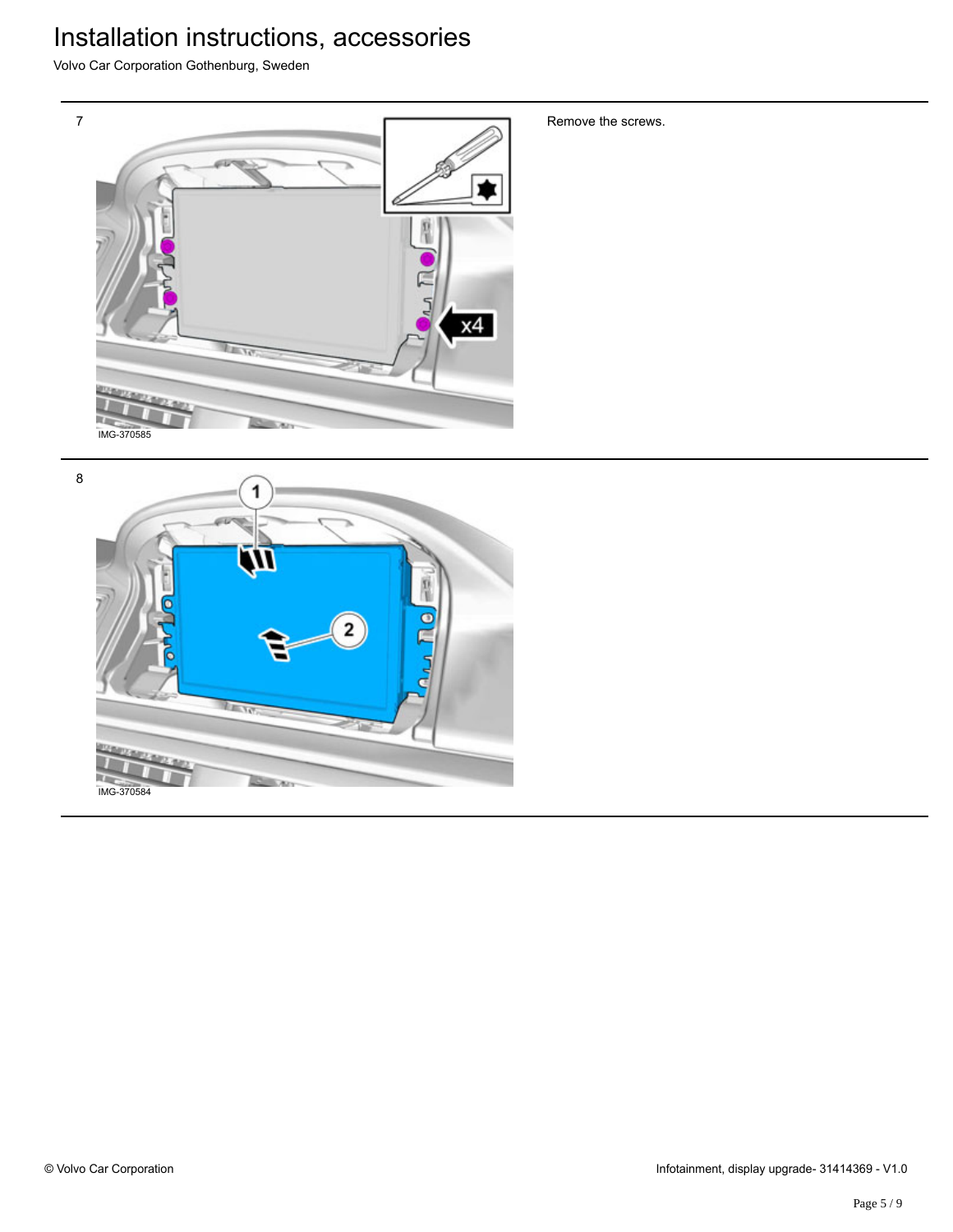7

Remove the screws.

IMG-370585

8

IMG-370584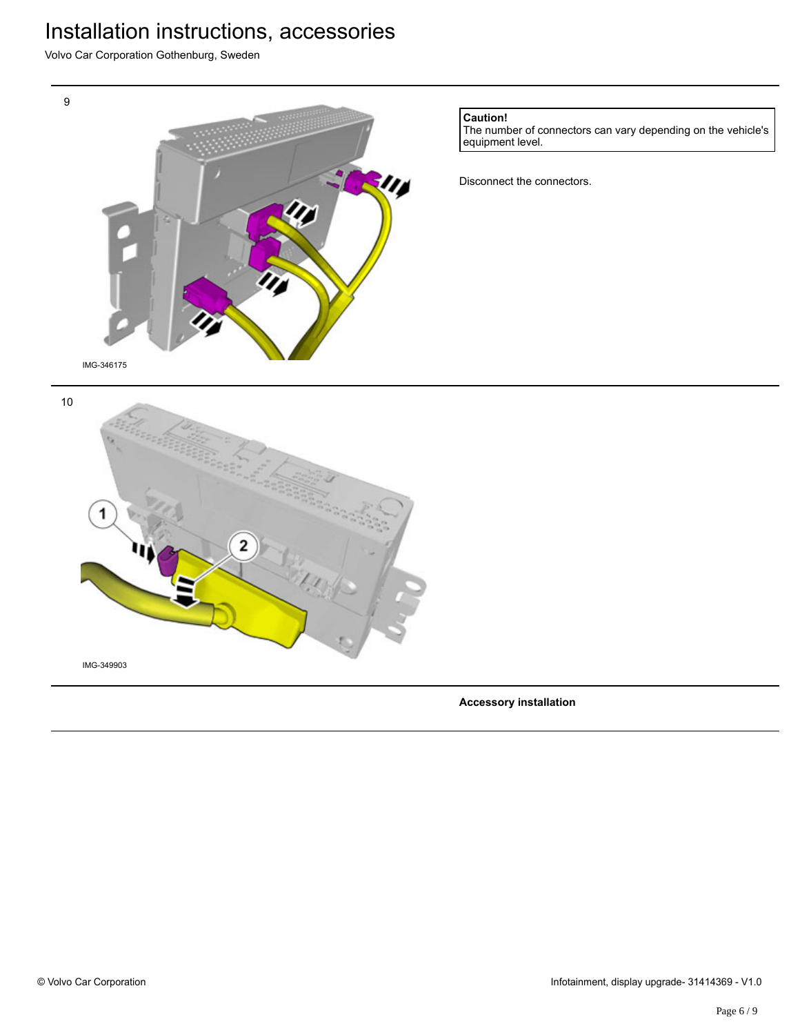9

IMG-346175

**Caution!**
The number of connectors can vary depending on the vehicle's equipment level.

Disconnect the connectors.

10

IMG-349903

**Accessory installation**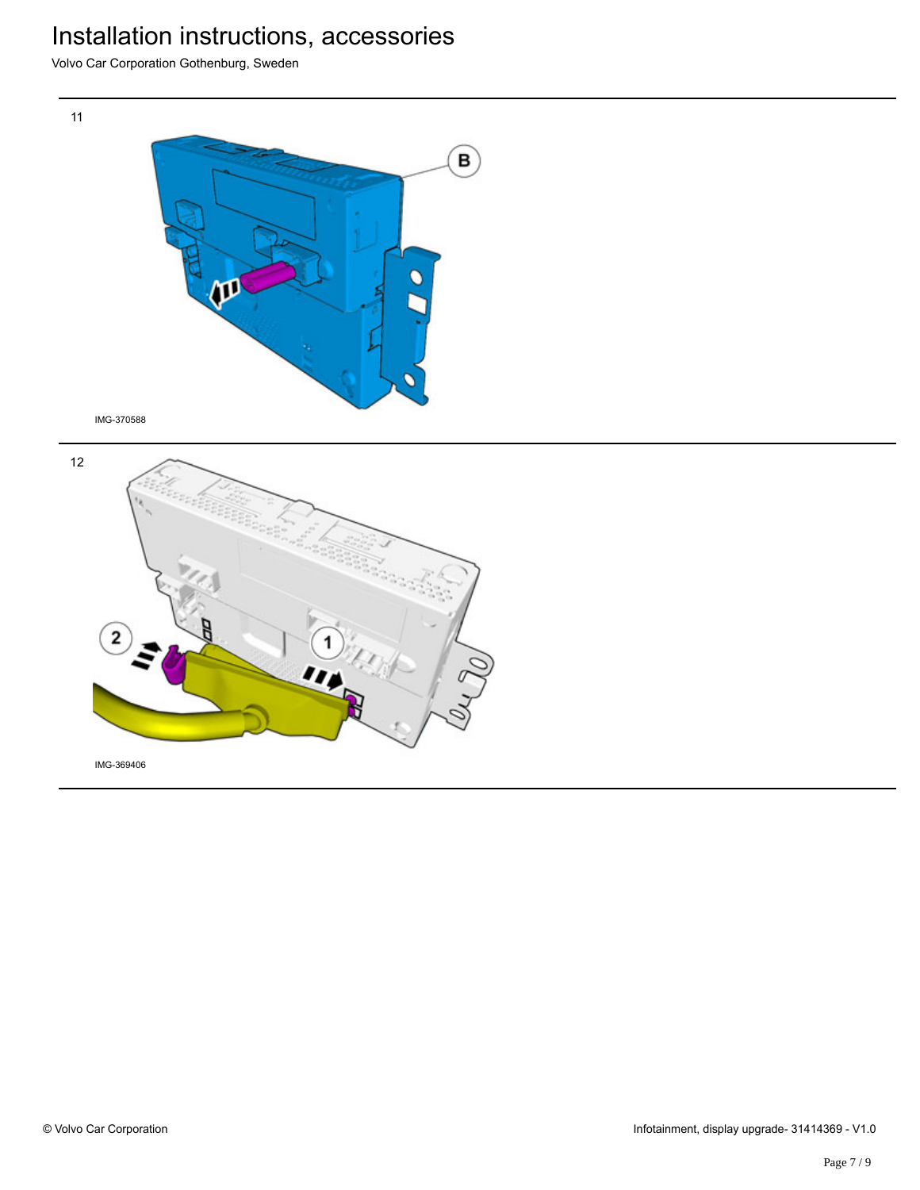11

IMG-370588

12

IMG-369406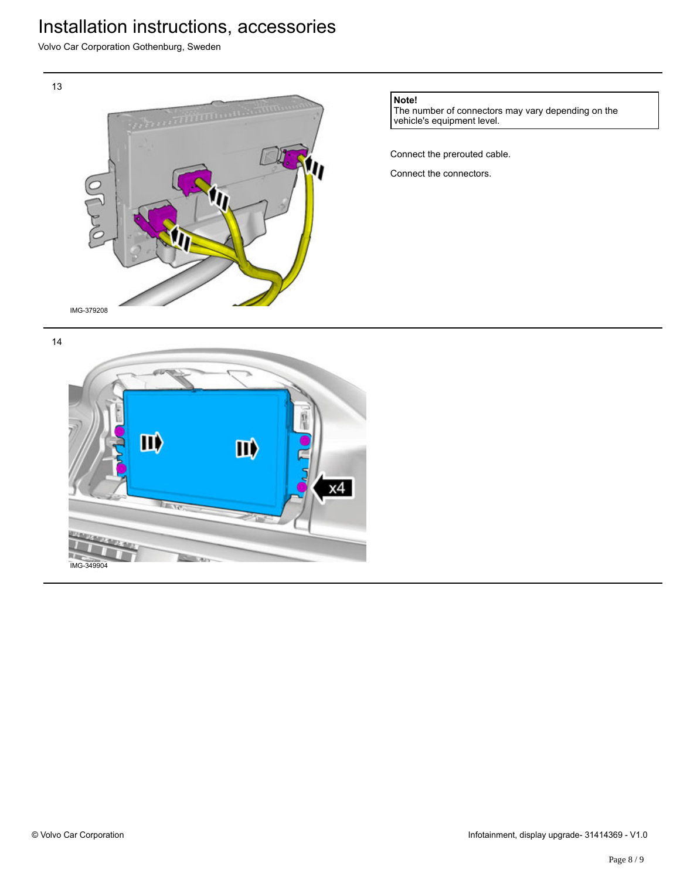13

IMG-379208

**Note!**
The number of connectors may vary depending on the vehicle's equipment level.

Connect the prerouted cable.

Connect the connectors.

14

IMG-349904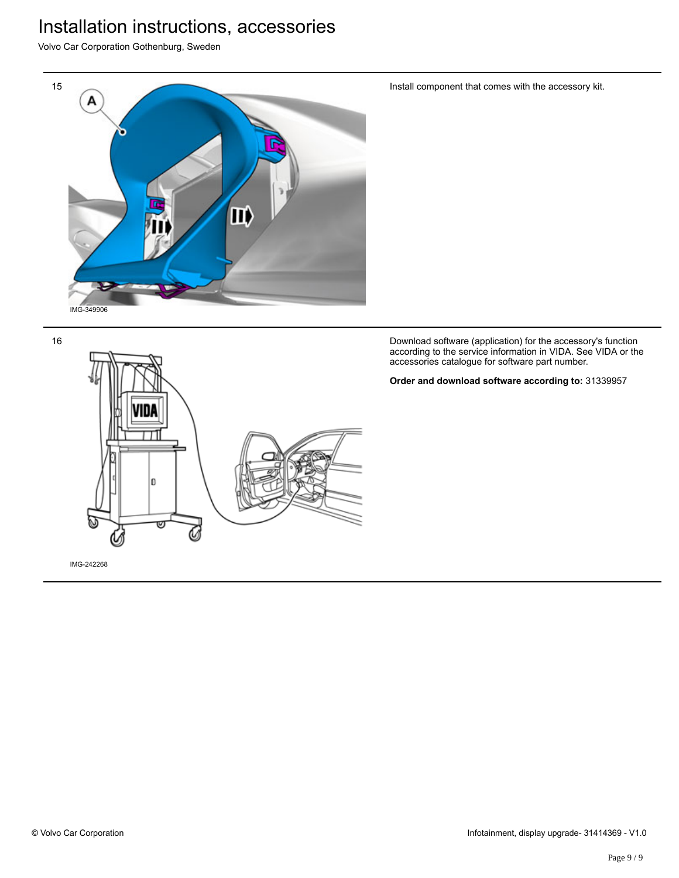15

A

IMG-349906

Install component that comes with the accessory kit.

16

IMG-242268

Download software (application) for the accessory's function according to the service information in VIDA. See VIDA or the accessories catalogue for software part number.

**Order and download software according to:** 31339957